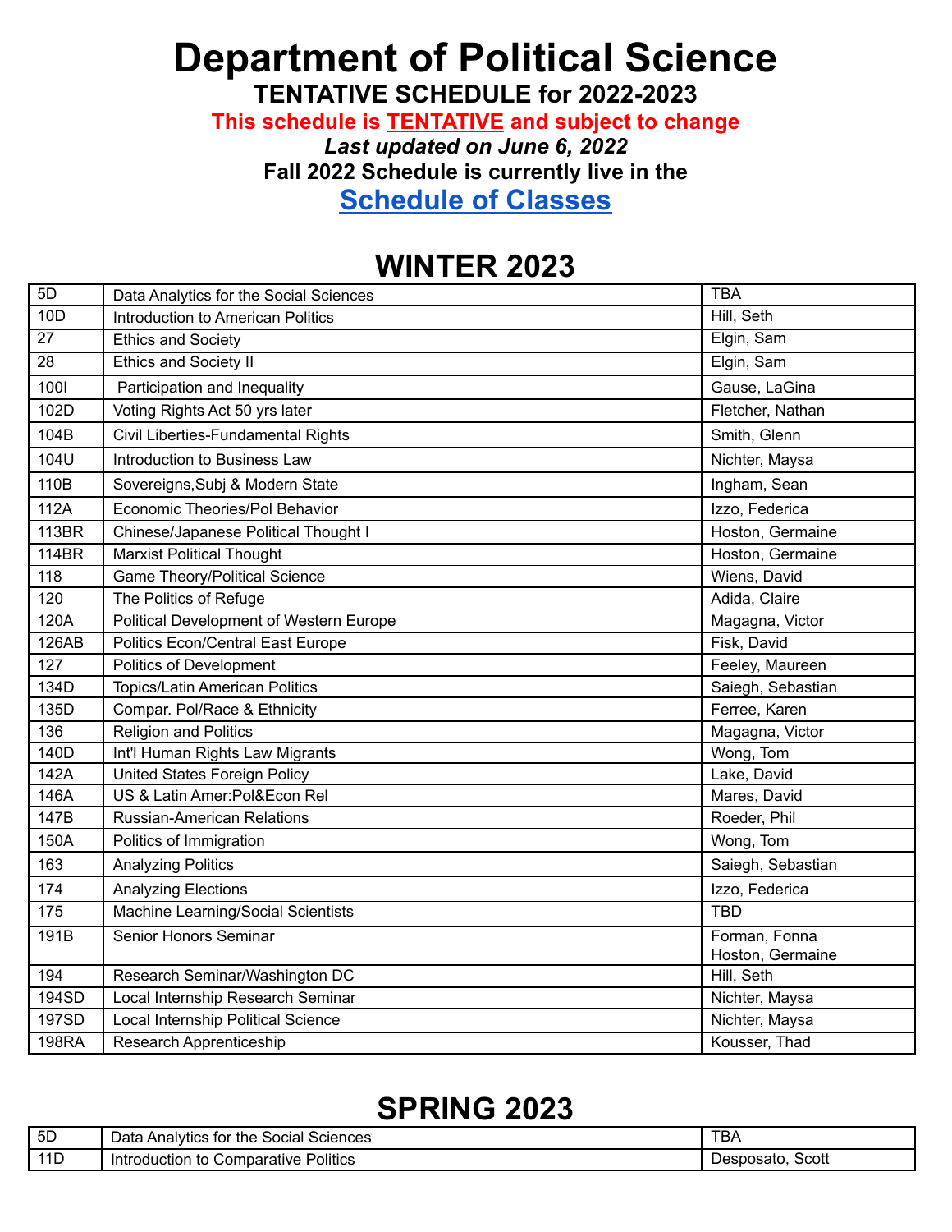# Department of Political Science

## TENTATIVE SCHEDULE for 2022-2023

**This schedule is TENTATIVE and subject to change**

***Last updated on June 6, 2022***

**Fall 2022 Schedule is currently live in the**

**Schedule of Classes**

## WINTER 2023

| | | |
|---|---|---|
| 5D | Data Analytics for the Social Sciences | TBA |
| 10D | Introduction to American Politics | Hill, Seth |
| 27 | Ethics and Society | Elgin, Sam |
| 28 | Ethics and Society II | Elgin, Sam |
| 100I | Participation and Inequality | Gause, LaGina |
| 102D | Voting Rights Act 50 yrs later | Fletcher, Nathan |
| 104B | Civil Liberties-Fundamental Rights | Smith, Glenn |
| 104U | Introduction to Business Law | Nichter, Maysa |
| 110B | Sovereigns,Subj & Modern State | Ingham, Sean |
| 112A | Economic Theories/Pol Behavior | Izzo, Federica |
| 113BR | Chinese/Japanese Political Thought I | Hoston, Germaine |
| 114BR | Marxist Political Thought | Hoston, Germaine |
| 118 | Game Theory/Political Science | Wiens, David |
| 120 | The Politics of Refuge | Adida, Claire |
| 120A | Political Development of Western Europe | Magagna, Victor |
| 126AB | Politics Econ/Central East Europe | Fisk, David |
| 127 | Politics of Development | Feeley, Maureen |
| 134D | Topics/Latin American Politics | Saiegh, Sebastian |
| 135D | Compar. Pol/Race & Ethnicity | Ferree, Karen |
| 136 | Religion and Politics | Magagna, Victor |
| 140D | Int'l Human Rights Law Migrants | Wong, Tom |
| 142A | United States Foreign Policy | Lake, David |
| 146A | US & Latin Amer:Pol&Econ Rel | Mares, David |
| 147B | Russian-American Relations | Roeder, Phil |
| 150A | Politics of Immigration | Wong, Tom |
| 163 | Analyzing Politics | Saiegh, Sebastian |
| 174 | Analyzing Elections | Izzo, Federica |
| 175 | Machine Learning/Social Scientists | TBD |
| 191B | Senior Honors Seminar | Forman, Fonna<br>Hoston, Germaine |
| 194 | Research Seminar/Washington DC | Hill, Seth |
| 194SD | Local Internship Research Seminar | Nichter, Maysa |
| 197SD | Local Internship Political Science | Nichter, Maysa |
| 198RA | Research Apprenticeship | Kousser, Thad |

## SPRING 2023

| | | |
|---|---|---|
| 5D | Data Analytics for the Social Sciences | TBA |
| 11D | Introduction to Comparative Politics | Desposato, Scott |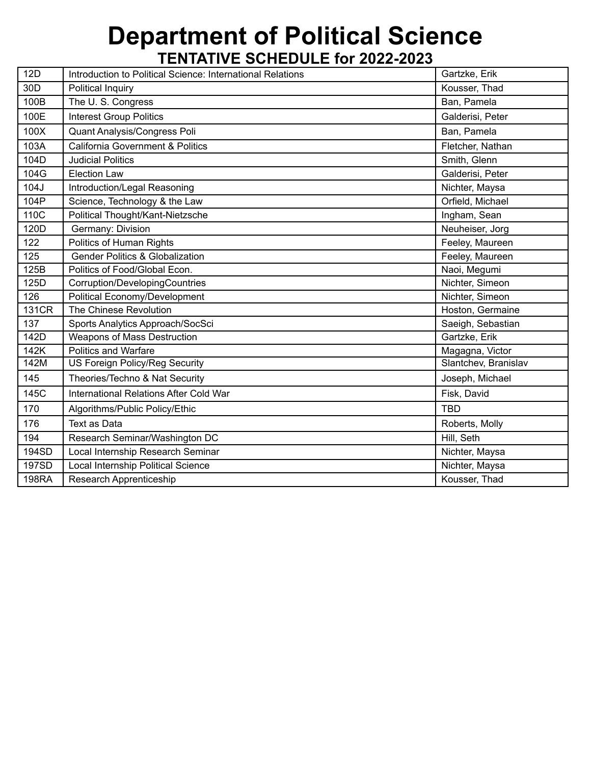# Department of Political Science

## TENTATIVE SCHEDULE for 2022-2023

| | | |
|---|---|---|
| 12D | Introduction to Political Science: International Relations | Gartzke, Erik |
| 30D | Political Inquiry | Kousser, Thad |
| 100B | The U. S. Congress | Ban, Pamela |
| 100E | Interest Group Politics | Galderisi, Peter |
| 100X | Quant Analysis/Congress Poli | Ban, Pamela |
| 103A | California Government & Politics | Fletcher, Nathan |
| 104D | Judicial Politics | Smith, Glenn |
| 104G | Election Law | Galderisi, Peter |
| 104J | Introduction/Legal Reasoning | Nichter, Maysa |
| 104P | Science, Technology & the Law | Orfield, Michael |
| 110C | Political Thought/Kant-Nietzsche | Ingham, Sean |
| 120D | Germany: Division | Neuheiser, Jorg |
| 122 | Politics of Human Rights | Feeley, Maureen |
| 125 | Gender Politics & Globalization | Feeley, Maureen |
| 125B | Politics of Food/Global Econ. | Naoi, Megumi |
| 125D | Corruption/DevelopingCountries | Nichter, Simeon |
| 126 | Political Economy/Development | Nichter, Simeon |
| 131CR | The Chinese Revolution | Hoston, Germaine |
| 137 | Sports Analytics Approach/SocSci | Saeigh, Sebastian |
| 142D | Weapons of Mass Destruction | Gartzke, Erik |
| 142K | Politics and Warfare | Magagna, Victor |
| 142M | US Foreign Policy/Reg Security | Slantchev, Branislav |
| 145 | Theories/Techno & Nat Security | Joseph, Michael |
| 145C | International Relations After Cold War | Fisk, David |
| 170 | Algorithms/Public Policy/Ethic | TBD |
| 176 | Text as Data | Roberts, Molly |
| 194 | Research Seminar/Washington DC | Hill, Seth |
| 194SD | Local Internship Research Seminar | Nichter, Maysa |
| 197SD | Local Internship Political Science | Nichter, Maysa |
| 198RA | Research Apprenticeship | Kousser, Thad |